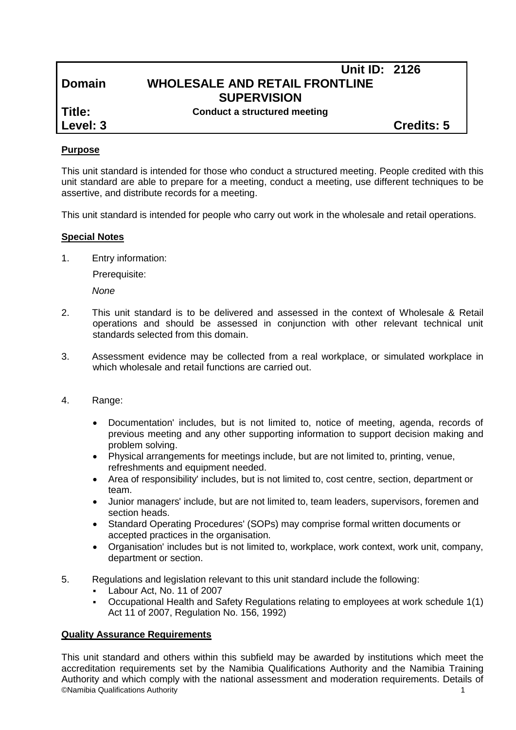**Unit ID: 2126**

**Domain** **WHOLESALE AND RETAIL FRONTLINE SUPERVISION**

**Title:** **Conduct a structured meeting**

**Level: 3** **Credits: 5**

**Purpose**

This unit standard is intended for those who conduct a structured meeting. People credited with this unit standard are able to prepare for a meeting, conduct a meeting, use different techniques to be assertive, and distribute records for a meeting.

This unit standard is intended for people who carry out work in the wholesale and retail operations.

**Special Notes**

1. Entry information:

   Prerequisite:

   *None*

2. This unit standard is to be delivered and assessed in the context of Wholesale & Retail operations and should be assessed in conjunction with other relevant technical unit standards selected from this domain.

3. Assessment evidence may be collected from a real workplace, or simulated workplace in which wholesale and retail functions are carried out.

4. Range:

   - Documentation' includes, but is not limited to, notice of meeting, agenda, records of previous meeting and any other supporting information to support decision making and problem solving.
   - Physical arrangements for meetings include, but are not limited to, printing, venue, refreshments and equipment needed.
   - Area of responsibility' includes, but is not limited to, cost centre, section, department or team.
   - Junior managers' include, but are not limited to, team leaders, supervisors, foremen and section heads.
   - Standard Operating Procedures' (SOPs) may comprise formal written documents or accepted practices in the organisation.
   - Organisation' includes but is not limited to, workplace, work context, work unit, company, department or section.

5. Regulations and legislation relevant to this unit standard include the following:
   - Labour Act, No. 11 of 2007
   - Occupational Health and Safety Regulations relating to employees at work schedule 1(1) Act 11 of 2007, Regulation No. 156, 1992)

**Quality Assurance Requirements**

This unit standard and others within this subfield may be awarded by institutions which meet the accreditation requirements set by the Namibia Qualifications Authority and the Namibia Training Authority and which comply with the national assessment and moderation requirements. Details of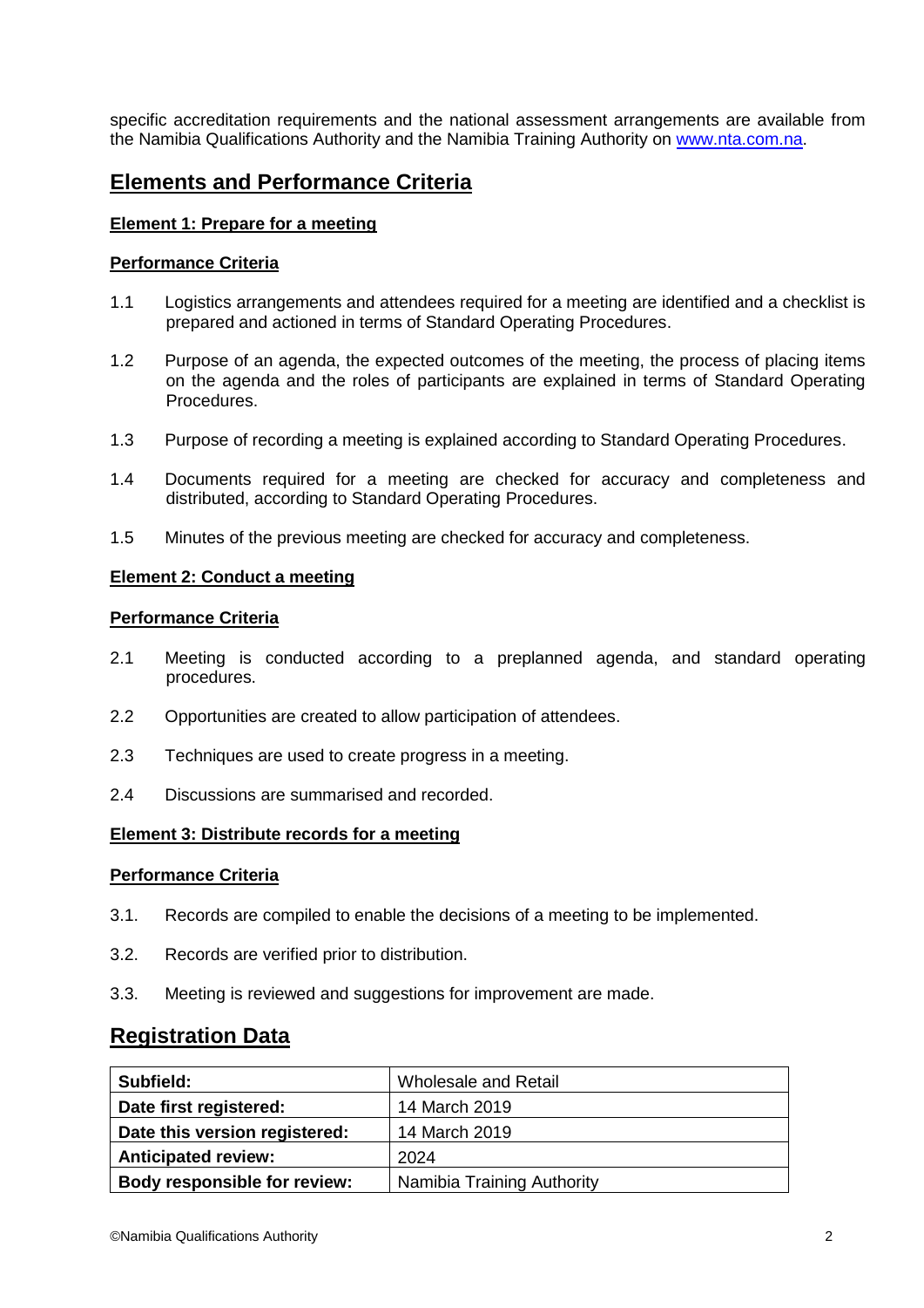specific accreditation requirements and the national assessment arrangements are available from the Namibia Qualifications Authority and the Namibia Training Authority on [www.nta.com.na](www.nta.com.na).

## Elements and Performance Criteria

**Element 1: Prepare for a meeting**

**Performance Criteria**

1.1 Logistics arrangements and attendees required for a meeting are identified and a checklist is prepared and actioned in terms of Standard Operating Procedures.

1.2 Purpose of an agenda, the expected outcomes of the meeting, the process of placing items on the agenda and the roles of participants are explained in terms of Standard Operating Procedures.

1.3 Purpose of recording a meeting is explained according to Standard Operating Procedures.

1.4 Documents required for a meeting are checked for accuracy and completeness and distributed, according to Standard Operating Procedures.

1.5 Minutes of the previous meeting are checked for accuracy and completeness.

**Element 2: Conduct a meeting**

**Performance Criteria**

2.1 Meeting is conducted according to a preplanned agenda, and standard operating procedures.

2.2 Opportunities are created to allow participation of attendees.

2.3 Techniques are used to create progress in a meeting.

2.4 Discussions are summarised and recorded.

**Element 3: Distribute records for a meeting**

**Performance Criteria**

3.1. Records are compiled to enable the decisions of a meeting to be implemented.

3.2. Records are verified prior to distribution.

3.3. Meeting is reviewed and suggestions for improvement are made.

## Registration Data

| | |
|---|---|
| **Subfield:** | Wholesale and Retail |
| **Date first registered:** | 14 March 2019 |
| **Date this version registered:** | 14 March 2019 |
| **Anticipated review:** | 2024 |
| **Body responsible for review:** | Namibia Training Authority |

©Namibia Qualifications Authority